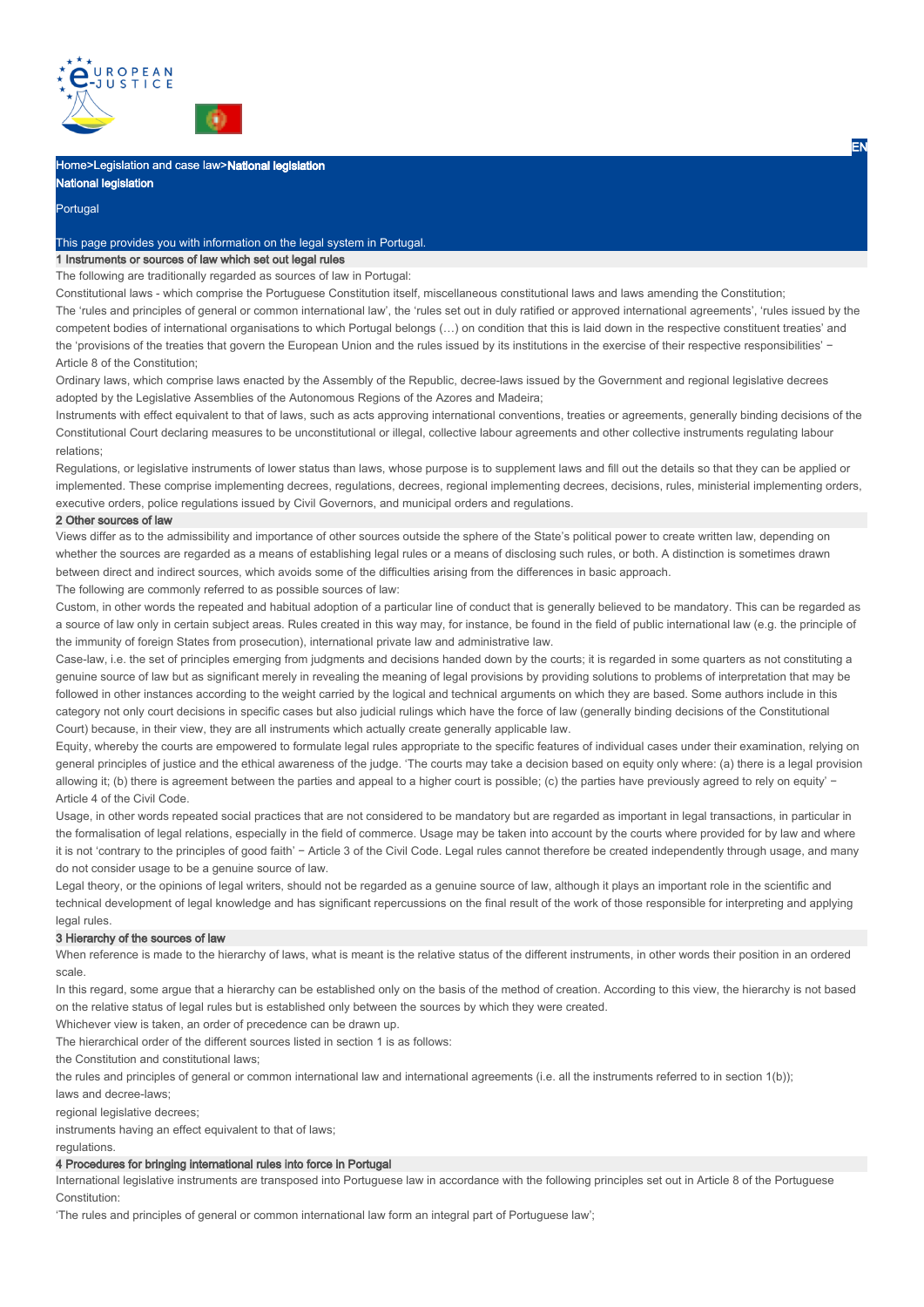Home>Legislation and case law>National legislation

# National legislation

Portugal

This page provides you with information on the legal system in Portugal.

## 1 Instruments or sources of law which set out legal rules

The following are traditionally regarded as sources of law in Portugal:

Constitutional laws - which comprise the Portuguese Constitution itself, miscellaneous constitutional laws and laws amending the Constitution;

The 'rules and principles of general or common international law', the 'rules set out in duly ratified or approved international agreements', 'rules issued by the competent bodies of international organisations to which Portugal belongs (…) on condition that this is laid down in the respective constituent treaties' and the 'provisions of the treaties that govern the European Union and the rules issued by its institutions in the exercise of their respective responsibilities' − Article 8 of the Constitution;

Ordinary laws, which comprise laws enacted by the Assembly of the Republic, decree-laws issued by the Government and regional legislative decrees adopted by the Legislative Assemblies of the Autonomous Regions of the Azores and Madeira;

Instruments with effect equivalent to that of laws, such as acts approving international conventions, treaties or agreements, generally binding decisions of the Constitutional Court declaring measures to be unconstitutional or illegal, collective labour agreements and other collective instruments regulating labour relations;

Regulations, or legislative instruments of lower status than laws, whose purpose is to supplement laws and fill out the details so that they can be applied or implemented. These comprise implementing decrees, regulations, decrees, regional implementing decrees, decisions, rules, ministerial implementing orders, executive orders, police regulations issued by Civil Governors, and municipal orders and regulations.

## 2 Other sources of law

Views differ as to the admissibility and importance of other sources outside the sphere of the State's political power to create written law, depending on whether the sources are regarded as a means of establishing legal rules or a means of disclosing such rules, or both. A distinction is sometimes drawn between direct and indirect sources, which avoids some of the difficulties arising from the differences in basic approach.

The following are commonly referred to as possible sources of law:

Custom, in other words the repeated and habitual adoption of a particular line of conduct that is generally believed to be mandatory. This can be regarded as a source of law only in certain subject areas. Rules created in this way may, for instance, be found in the field of public international law (e.g. the principle of the immunity of foreign States from prosecution), international private law and administrative law.

Case-law, i.e. the set of principles emerging from judgments and decisions handed down by the courts; it is regarded in some quarters as not constituting a genuine source of law but as significant merely in revealing the meaning of legal provisions by providing solutions to problems of interpretation that may be followed in other instances according to the weight carried by the logical and technical arguments on which they are based. Some authors include in this category not only court decisions in specific cases but also judicial rulings which have the force of law (generally binding decisions of the Constitutional Court) because, in their view, they are all instruments which actually create generally applicable law.

Equity, whereby the courts are empowered to formulate legal rules appropriate to the specific features of individual cases under their examination, relying on general principles of justice and the ethical awareness of the judge. 'The courts may take a decision based on equity only where: (a) there is a legal provision allowing it; (b) there is agreement between the parties and appeal to a higher court is possible; (c) the parties have previously agreed to rely on equity' − Article 4 of the Civil Code.

Usage, in other words repeated social practices that are not considered to be mandatory but are regarded as important in legal transactions, in particular in the formalisation of legal relations, especially in the field of commerce. Usage may be taken into account by the courts where provided for by law and where it is not 'contrary to the principles of good faith' − Article 3 of the Civil Code. Legal rules cannot therefore be created independently through usage, and many do not consider usage to be a genuine source of law.

Legal theory, or the opinions of legal writers, should not be regarded as a genuine source of law, although it plays an important role in the scientific and technical development of legal knowledge and has significant repercussions on the final result of the work of those responsible for interpreting and applying legal rules.

## 3 Hierarchy of the sources of law

When reference is made to the hierarchy of laws, what is meant is the relative status of the different instruments, in other words their position in an ordered scale.

In this regard, some argue that a hierarchy can be established only on the basis of the method of creation. According to this view, the hierarchy is not based on the relative status of legal rules but is established only between the sources by which they were created.

Whichever view is taken, an order of precedence can be drawn up.

The hierarchical order of the different sources listed in section 1 is as follows:

the Constitution and constitutional laws;

the rules and principles of general or common international law and international agreements (i.e. all the instruments referred to in section 1(b));

laws and decree-laws;

regional legislative decrees;

instruments having an effect equivalent to that of laws;

regulations.

## 4 Procedures for bringing international rules into force in Portugal

International legislative instruments are transposed into Portuguese law in accordance with the following principles set out in Article 8 of the Portuguese Constitution:

'The rules and principles of general or common international law form an integral part of Portuguese law';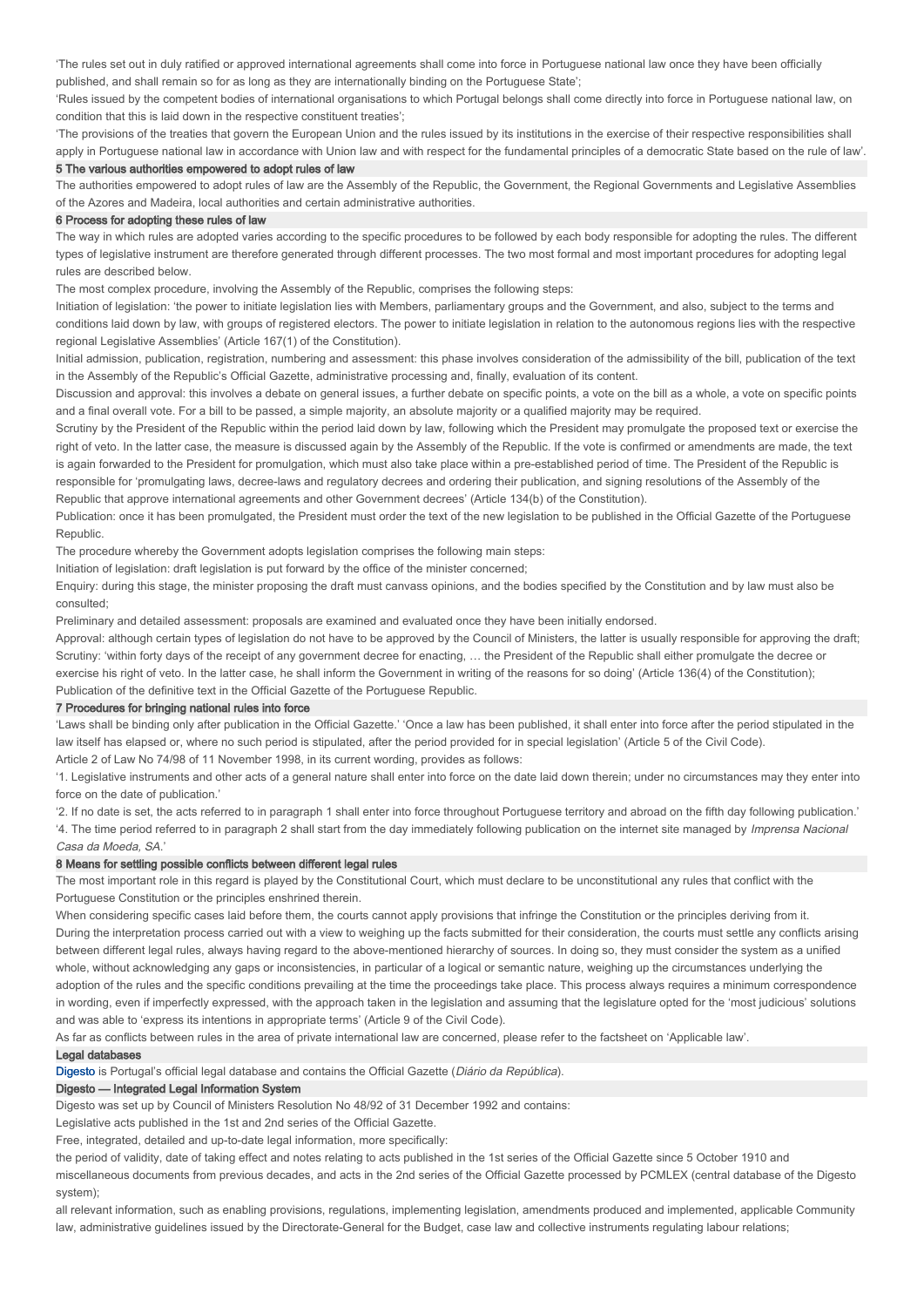'The rules set out in duly ratified or approved international agreements shall come into force in Portuguese national law once they have been officially published, and shall remain so for as long as they are internationally binding on the Portuguese State';

'Rules issued by the competent bodies of international organisations to which Portugal belongs shall come directly into force in Portuguese national law, on condition that this is laid down in the respective constituent treaties';

'The provisions of the treaties that govern the European Union and the rules issued by its institutions in the exercise of their respective responsibilities shall apply in Portuguese national law in accordance with Union law and with respect for the fundamental principles of a democratic State based on the rule of law'.

## 5 The various authorities empowered to adopt rules of law

The authorities empowered to adopt rules of law are the Assembly of the Republic, the Government, the Regional Governments and Legislative Assemblies of the Azores and Madeira, local authorities and certain administrative authorities.

## 6 Process for adopting these rules of law

The way in which rules are adopted varies according to the specific procedures to be followed by each body responsible for adopting the rules. The different types of legislative instrument are therefore generated through different processes. The two most formal and most important procedures for adopting legal rules are described below.

The most complex procedure, involving the Assembly of the Republic, comprises the following steps:

Initiation of legislation: 'the power to initiate legislation lies with Members, parliamentary groups and the Government, and also, subject to the terms and conditions laid down by law, with groups of registered electors. The power to initiate legislation in relation to the autonomous regions lies with the respective regional Legislative Assemblies' (Article 167(1) of the Constitution).

Initial admission, publication, registration, numbering and assessment: this phase involves consideration of the admissibility of the bill, publication of the text in the Assembly of the Republic's Official Gazette, administrative processing and, finally, evaluation of its content.

Discussion and approval: this involves a debate on general issues, a further debate on specific points, a vote on the bill as a whole, a vote on specific points and a final overall vote. For a bill to be passed, a simple majority, an absolute majority or a qualified majority may be required.

Scrutiny by the President of the Republic within the period laid down by law, following which the President may promulgate the proposed text or exercise the right of veto. In the latter case, the measure is discussed again by the Assembly of the Republic. If the vote is confirmed or amendments are made, the text is again forwarded to the President for promulgation, which must also take place within a pre-established period of time. The President of the Republic is responsible for 'promulgating laws, decree-laws and regulatory decrees and ordering their publication, and signing resolutions of the Assembly of the Republic that approve international agreements and other Government decrees' (Article 134(b) of the Constitution).

Publication: once it has been promulgated, the President must order the text of the new legislation to be published in the Official Gazette of the Portuguese Republic.

The procedure whereby the Government adopts legislation comprises the following main steps:

Initiation of legislation: draft legislation is put forward by the office of the minister concerned;

Enquiry: during this stage, the minister proposing the draft must canvass opinions, and the bodies specified by the Constitution and by law must also be consulted;

Preliminary and detailed assessment: proposals are examined and evaluated once they have been initially endorsed.

Approval: although certain types of legislation do not have to be approved by the Council of Ministers, the latter is usually responsible for approving the draft;

Scrutiny: 'within forty days of the receipt of any government decree for enacting, … the President of the Republic shall either promulgate the decree or exercise his right of veto. In the latter case, he shall inform the Government in writing of the reasons for so doing' (Article 136(4) of the Constitution);

Publication of the definitive text in the Official Gazette of the Portuguese Republic.

## 7 Procedures for bringing national rules into force

'Laws shall be binding only after publication in the Official Gazette.' 'Once a law has been published, it shall enter into force after the period stipulated in the law itself has elapsed or, where no such period is stipulated, after the period provided for in special legislation' (Article 5 of the Civil Code).

Article 2 of Law No 74/98 of 11 November 1998, in its current wording, provides as follows:

'1. Legislative instruments and other acts of a general nature shall enter into force on the date laid down therein; under no circumstances may they enter into force on the date of publication.'

'2. If no date is set, the acts referred to in paragraph 1 shall enter into force throughout Portuguese territory and abroad on the fifth day following publication.'

'4. The time period referred to in paragraph 2 shall start from the day immediately following publication on the internet site managed by *Imprensa Nacional Casa da Moeda, SA*.'

## 8 Means for settling possible conflicts between different legal rules

The most important role in this regard is played by the Constitutional Court, which must declare to be unconstitutional any rules that conflict with the Portuguese Constitution or the principles enshrined therein.

When considering specific cases laid before them, the courts cannot apply provisions that infringe the Constitution or the principles deriving from it.

During the interpretation process carried out with a view to weighing up the facts submitted for their consideration, the courts must settle any conflicts arising between different legal rules, always having regard to the above-mentioned hierarchy of sources. In doing so, they must consider the system as a unified whole, without acknowledging any gaps or inconsistencies, in particular of a logical or semantic nature, weighing up the circumstances underlying the adoption of the rules and the specific conditions prevailing at the time the proceedings take place. This process always requires a minimum correspondence in wording, even if imperfectly expressed, with the approach taken in the legislation and assuming that the legislature opted for the 'most judicious' solutions and was able to 'express its intentions in appropriate terms' (Article 9 of the Civil Code).

As far as conflicts between rules in the area of private international law are concerned, please refer to the factsheet on 'Applicable law'.

## Legal databases

Digesto is Portugal's official legal database and contains the Official Gazette (*Diário da República*).

## Digesto — Integrated Legal Information System

Digesto was set up by Council of Ministers Resolution No 48/92 of 31 December 1992 and contains:

Legislative acts published in the 1st and 2nd series of the Official Gazette.

Free, integrated, detailed and up-to-date legal information, more specifically:

the period of validity, date of taking effect and notes relating to acts published in the 1st series of the Official Gazette since 5 October 1910 and miscellaneous documents from previous decades, and acts in the 2nd series of the Official Gazette processed by PCMLEX (central database of the Digesto system);

all relevant information, such as enabling provisions, regulations, implementing legislation, amendments produced and implemented, applicable Community law, administrative guidelines issued by the Directorate-General for the Budget, case law and collective instruments regulating labour relations;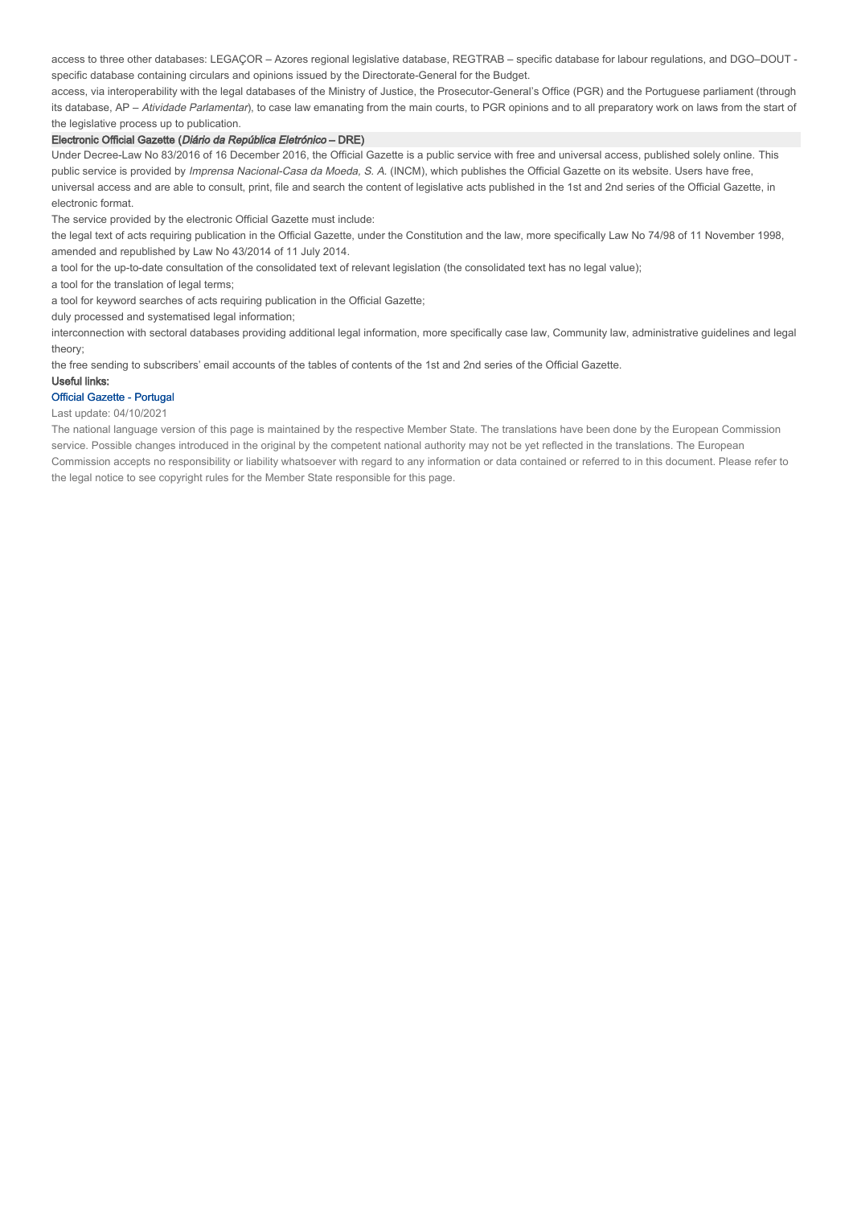access to three other databases: LEGAÇOR – Azores regional legislative database, REGTRAB – specific database for labour regulations, and DGO–DOUT - specific database containing circulars and opinions issued by the Directorate-General for the Budget.

access, via interoperability with the legal databases of the Ministry of Justice, the Prosecutor-General's Office (PGR) and the Portuguese parliament (through its database, AP – *Atividade Parlamentar*), to case law emanating from the main courts, to PGR opinions and to all preparatory work on laws from the start of the legislative process up to publication.

### Electronic Official Gazette (*Diário da República Eletrónico* – DRE)

Under Decree-Law No 83/2016 of 16 December 2016, the Official Gazette is a public service with free and universal access, published solely online. This public service is provided by *Imprensa Nacional-Casa da Moeda, S. A.* (INCM), which publishes the Official Gazette on its website. Users have free, universal access and are able to consult, print, file and search the content of legislative acts published in the 1st and 2nd series of the Official Gazette, in electronic format.

The service provided by the electronic Official Gazette must include:

the legal text of acts requiring publication in the Official Gazette, under the Constitution and the law, more specifically Law No 74/98 of 11 November 1998, amended and republished by Law No 43/2014 of 11 July 2014.

a tool for the up-to-date consultation of the consolidated text of relevant legislation (the consolidated text has no legal value);

a tool for the translation of legal terms;

a tool for keyword searches of acts requiring publication in the Official Gazette;

duly processed and systematised legal information;

interconnection with sectoral databases providing additional legal information, more specifically case law, Community law, administrative guidelines and legal theory;

the free sending to subscribers' email accounts of the tables of contents of the 1st and 2nd series of the Official Gazette.

**Useful links:**

Official Gazette - Portugal

Last update: 04/10/2021

The national language version of this page is maintained by the respective Member State. The translations have been done by the European Commission service. Possible changes introduced in the original by the competent national authority may not be yet reflected in the translations. The European Commission accepts no responsibility or liability whatsoever with regard to any information or data contained or referred to in this document. Please refer to the legal notice to see copyright rules for the Member State responsible for this page.